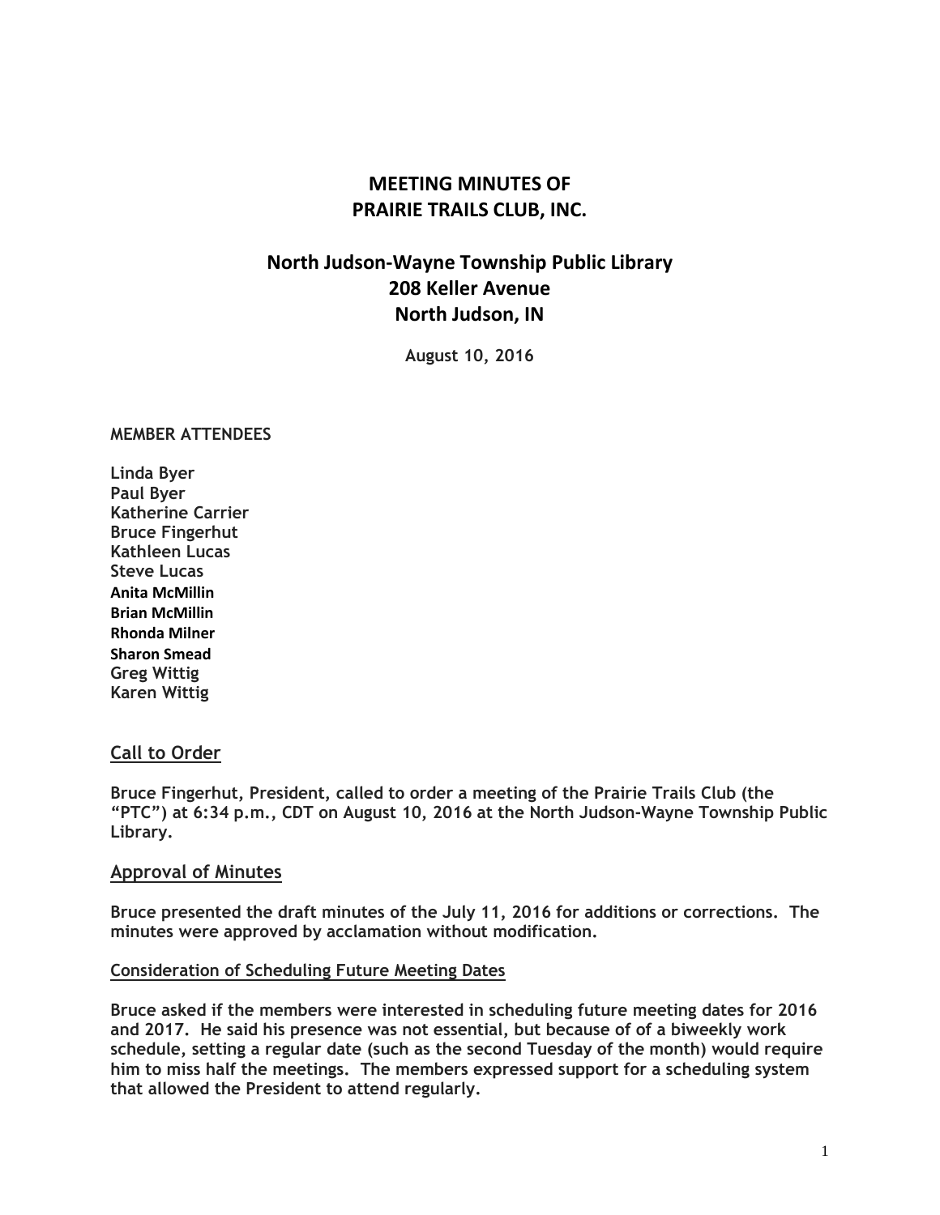# MEETING MINUTES OF PRAIRIE TRAILS CLUB, INC.

## North Judson-Wayne Township Public Library
## 208 Keller Avenue
## North Judson, IN

**August 10, 2016**

**MEMBER ATTENDEES**

**Linda Byer**
**Paul Byer**
**Katherine Carrier**
**Bruce Fingerhut**
**Kathleen Lucas**
**Steve Lucas**
**Anita McMillin**
**Brian McMillin**
**Rhonda Milner**
**Sharon Smead**
**Greg Wittig**
**Karen Wittig**

## Call to Order

**Bruce Fingerhut, President, called to order a meeting of the Prairie Trails Club (the "PTC") at 6:34 p.m., CDT on August 10, 2016 at the North Judson-Wayne Township Public Library.**

## Approval of Minutes

**Bruce presented the draft minutes of the July 11, 2016 for additions or corrections. The minutes were approved by acclamation without modification.**

### Consideration of Scheduling Future Meeting Dates

**Bruce asked if the members were interested in scheduling future meeting dates for 2016 and 2017. He said his presence was not essential, but because of of a biweekly work schedule, setting a regular date (such as the second Tuesday of the month) would require him to miss half the meetings. The members expressed support for a scheduling system that allowed the President to attend regularly.**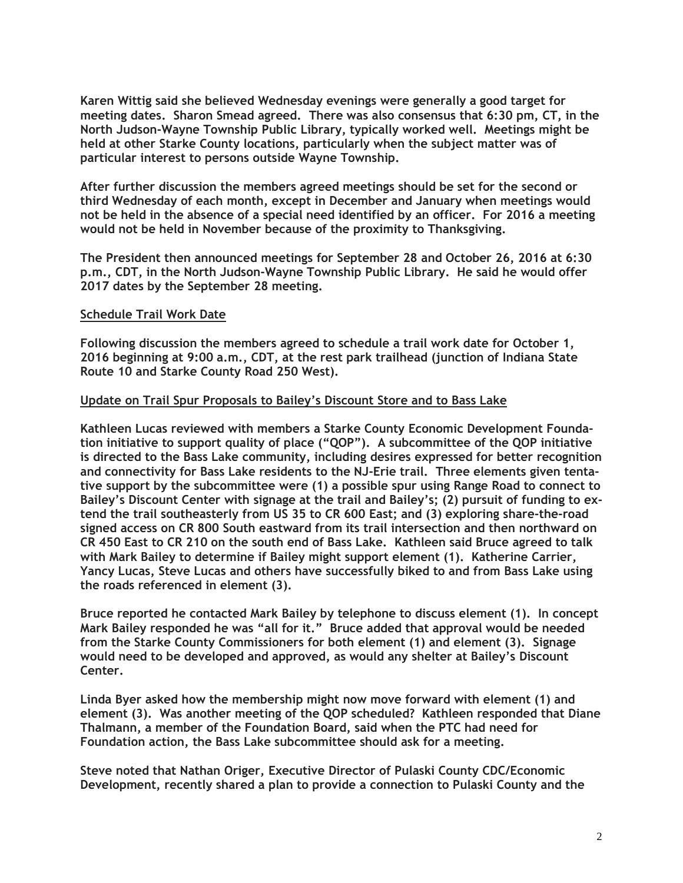Karen Wittig said she believed Wednesday evenings were generally a good target for meeting dates. Sharon Smead agreed. There was also consensus that 6:30 pm, CT, in the North Judson-Wayne Township Public Library, typically worked well. Meetings might be held at other Starke County locations, particularly when the subject matter was of particular interest to persons outside Wayne Township.

After further discussion the members agreed meetings should be set for the second or third Wednesday of each month, except in December and January when meetings would not be held in the absence of a special need identified by an officer. For 2016 a meeting would not be held in November because of the proximity to Thanksgiving.

The President then announced meetings for September 28 and October 26, 2016 at 6:30 p.m., CDT, in the North Judson-Wayne Township Public Library. He said he would offer 2017 dates by the September 28 meeting.

## Schedule Trail Work Date

Following discussion the members agreed to schedule a trail work date for October 1, 2016 beginning at 9:00 a.m., CDT, at the rest park trailhead (junction of Indiana State Route 10 and Starke County Road 250 West).

## Update on Trail Spur Proposals to Bailey's Discount Store and to Bass Lake

Kathleen Lucas reviewed with members a Starke County Economic Development Foundation initiative to support quality of place ("QOP"). A subcommittee of the QOP initiative is directed to the Bass Lake community, including desires expressed for better recognition and connectivity for Bass Lake residents to the NJ-Erie trail. Three elements given tentative support by the subcommittee were (1) a possible spur using Range Road to connect to Bailey's Discount Center with signage at the trail and Bailey's; (2) pursuit of funding to extend the trail southeasterly from US 35 to CR 600 East; and (3) exploring share-the-road signed access on CR 800 South eastward from its trail intersection and then northward on CR 450 East to CR 210 on the south end of Bass Lake. Kathleen said Bruce agreed to talk with Mark Bailey to determine if Bailey might support element (1). Katherine Carrier, Yancy Lucas, Steve Lucas and others have successfully biked to and from Bass Lake using the roads referenced in element (3).

Bruce reported he contacted Mark Bailey by telephone to discuss element (1). In concept Mark Bailey responded he was "all for it." Bruce added that approval would be needed from the Starke County Commissioners for both element (1) and element (3). Signage would need to be developed and approved, as would any shelter at Bailey's Discount Center.

Linda Byer asked how the membership might now move forward with element (1) and element (3). Was another meeting of the QOP scheduled? Kathleen responded that Diane Thalmann, a member of the Foundation Board, said when the PTC had need for Foundation action, the Bass Lake subcommittee should ask for a meeting.

Steve noted that Nathan Origer, Executive Director of Pulaski County CDC/Economic Development, recently shared a plan to provide a connection to Pulaski County and the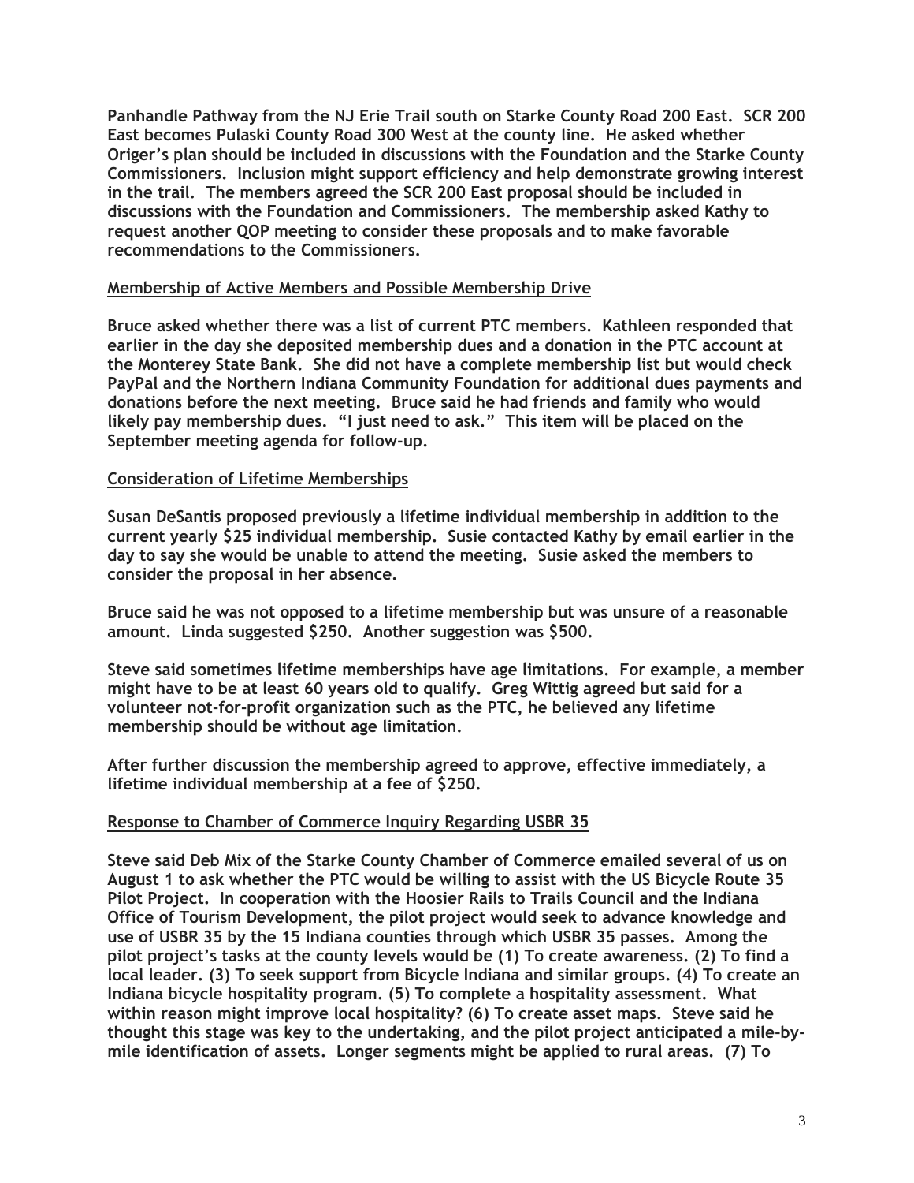Panhandle Pathway from the NJ Erie Trail south on Starke County Road 200 East. SCR 200 East becomes Pulaski County Road 300 West at the county line. He asked whether Origer's plan should be included in discussions with the Foundation and the Starke County Commissioners. Inclusion might support efficiency and help demonstrate growing interest in the trail. The members agreed the SCR 200 East proposal should be included in discussions with the Foundation and Commissioners. The membership asked Kathy to request another QOP meeting to consider these proposals and to make favorable recommendations to the Commissioners.

## Membership of Active Members and Possible Membership Drive

Bruce asked whether there was a list of current PTC members. Kathleen responded that earlier in the day she deposited membership dues and a donation in the PTC account at the Monterey State Bank. She did not have a complete membership list but would check PayPal and the Northern Indiana Community Foundation for additional dues payments and donations before the next meeting. Bruce said he had friends and family who would likely pay membership dues. "I just need to ask." This item will be placed on the September meeting agenda for follow-up.

## Consideration of Lifetime Memberships

Susan DeSantis proposed previously a lifetime individual membership in addition to the current yearly $25 individual membership. Susie contacted Kathy by email earlier in the day to say she would be unable to attend the meeting. Susie asked the members to consider the proposal in her absence.

Bruce said he was not opposed to a lifetime membership but was unsure of a reasonable amount. Linda suggested $250. Another suggestion was $500.

Steve said sometimes lifetime memberships have age limitations. For example, a member might have to be at least 60 years old to qualify. Greg Wittig agreed but said for a volunteer not-for-profit organization such as the PTC, he believed any lifetime membership should be without age limitation.

After further discussion the membership agreed to approve, effective immediately, a lifetime individual membership at a fee of $250.

## Response to Chamber of Commerce Inquiry Regarding USBR 35

Steve said Deb Mix of the Starke County Chamber of Commerce emailed several of us on August 1 to ask whether the PTC would be willing to assist with the US Bicycle Route 35 Pilot Project. In cooperation with the Hoosier Rails to Trails Council and the Indiana Office of Tourism Development, the pilot project would seek to advance knowledge and use of USBR 35 by the 15 Indiana counties through which USBR 35 passes. Among the pilot project's tasks at the county levels would be (1) To create awareness. (2) To find a local leader. (3) To seek support from Bicycle Indiana and similar groups. (4) To create an Indiana bicycle hospitality program. (5) To complete a hospitality assessment. What within reason might improve local hospitality? (6) To create asset maps. Steve said he thought this stage was key to the undertaking, and the pilot project anticipated a mile-by-mile identification of assets. Longer segments might be applied to rural areas. (7) To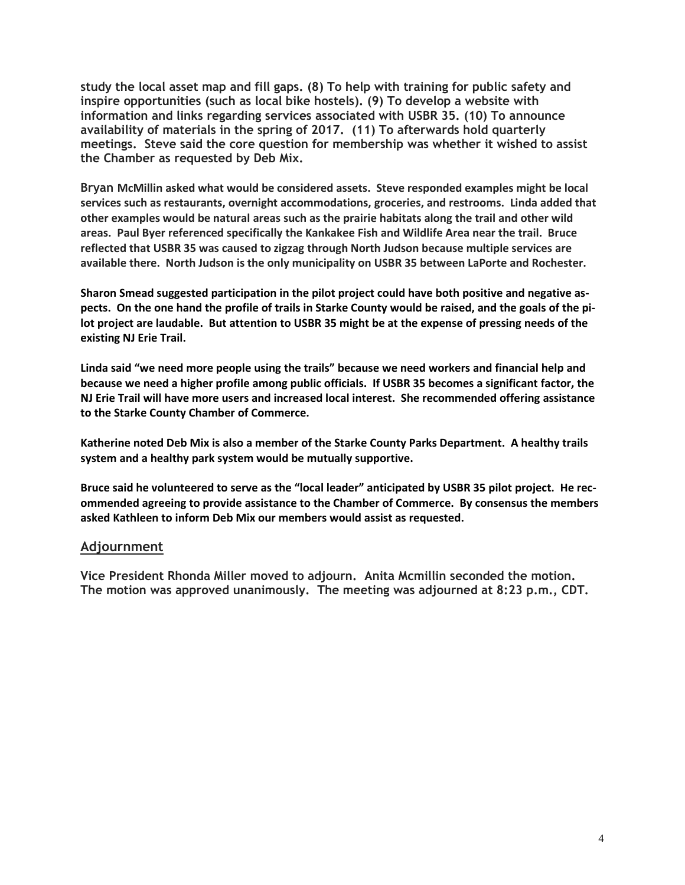**study the local asset map and fill gaps. (8) To help with training for public safety and inspire opportunities (such as local bike hostels). (9) To develop a website with information and links regarding services associated with USBR 35. (10) To announce availability of materials in the spring of 2017. (11) To afterwards hold quarterly meetings. Steve said the core question for membership was whether it wished to assist the Chamber as requested by Deb Mix.**

**Bryan McMillin asked what would be considered assets. Steve responded examples might be local services such as restaurants, overnight accommodations, groceries, and restrooms. Linda added that other examples would be natural areas such as the prairie habitats along the trail and other wild areas. Paul Byer referenced specifically the Kankakee Fish and Wildlife Area near the trail. Bruce reflected that USBR 35 was caused to zigzag through North Judson because multiple services are available there. North Judson is the only municipality on USBR 35 between LaPorte and Rochester.**

**Sharon Smead suggested participation in the pilot project could have both positive and negative aspects. On the one hand the profile of trails in Starke County would be raised, and the goals of the pilot project are laudable. But attention to USBR 35 might be at the expense of pressing needs of the existing NJ Erie Trail.**

**Linda said "we need more people using the trails" because we need workers and financial help and because we need a higher profile among public officials. If USBR 35 becomes a significant factor, the NJ Erie Trail will have more users and increased local interest. She recommended offering assistance to the Starke County Chamber of Commerce.**

**Katherine noted Deb Mix is also a member of the Starke County Parks Department. A healthy trails system and a healthy park system would be mutually supportive.**

**Bruce said he volunteered to serve as the "local leader" anticipated by USBR 35 pilot project. He recommended agreeing to provide assistance to the Chamber of Commerce. By consensus the members asked Kathleen to inform Deb Mix our members would assist as requested.**

## Adjournment

**Vice President Rhonda Miller moved to adjourn. Anita Mcmillin seconded the motion. The motion was approved unanimously. The meeting was adjourned at 8:23 p.m., CDT.**